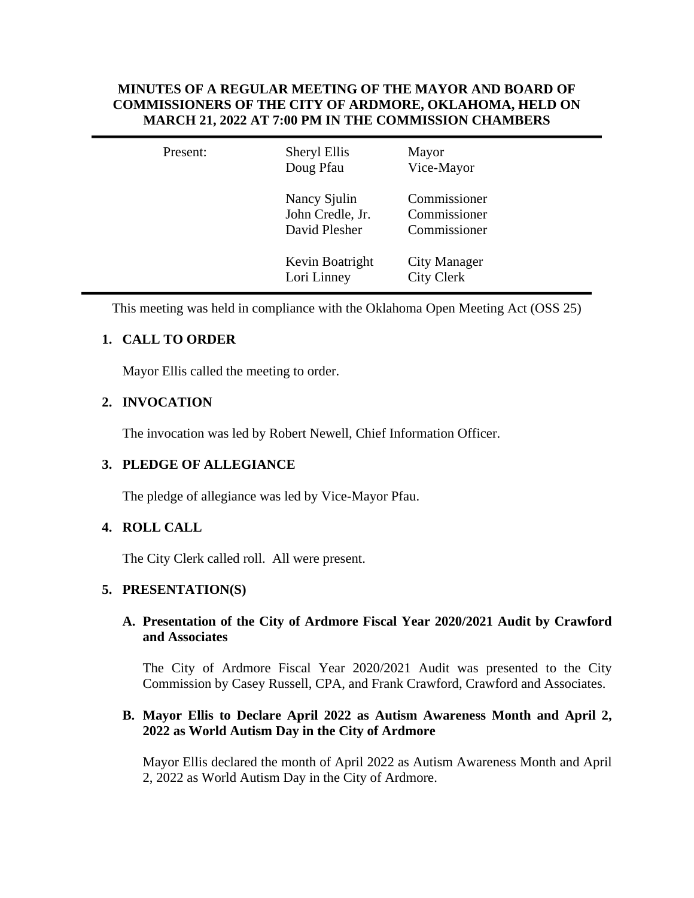**MINUTES OF A REGULAR MEETING OF THE MAYOR AND BOARD OF COMMISSIONERS OF THE CITY OF ARDMORE, OKLAHOMA, HELD ON MARCH 21, 2022 AT 7:00 PM IN THE COMMISSION CHAMBERS**

| Present: | Sheryl Ellis | Mayor |
|---|---|---|
| | Doug Pfau | Vice-Mayor |
| | Nancy Sjulin | Commissioner |
| | John Credle, Jr. | Commissioner |
| | David Plesher | Commissioner |
| | Kevin Boatright | City Manager |
| | Lori Linney | City Clerk |

This meeting was held in compliance with the Oklahoma Open Meeting Act (OSS 25)

## 1. CALL TO ORDER

Mayor Ellis called the meeting to order.

## 2. INVOCATION

The invocation was led by Robert Newell, Chief Information Officer.

## 3. PLEDGE OF ALLEGIANCE

The pledge of allegiance was led by Vice-Mayor Pfau.

## 4. ROLL CALL

The City Clerk called roll. All were present.

## 5. PRESENTATION(S)

### A. Presentation of the City of Ardmore Fiscal Year 2020/2021 Audit by Crawford and Associates

The City of Ardmore Fiscal Year 2020/2021 Audit was presented to the City Commission by Casey Russell, CPA, and Frank Crawford, Crawford and Associates.

### B. Mayor Ellis to Declare April 2022 as Autism Awareness Month and April 2, 2022 as World Autism Day in the City of Ardmore

Mayor Ellis declared the month of April 2022 as Autism Awareness Month and April 2, 2022 as World Autism Day in the City of Ardmore.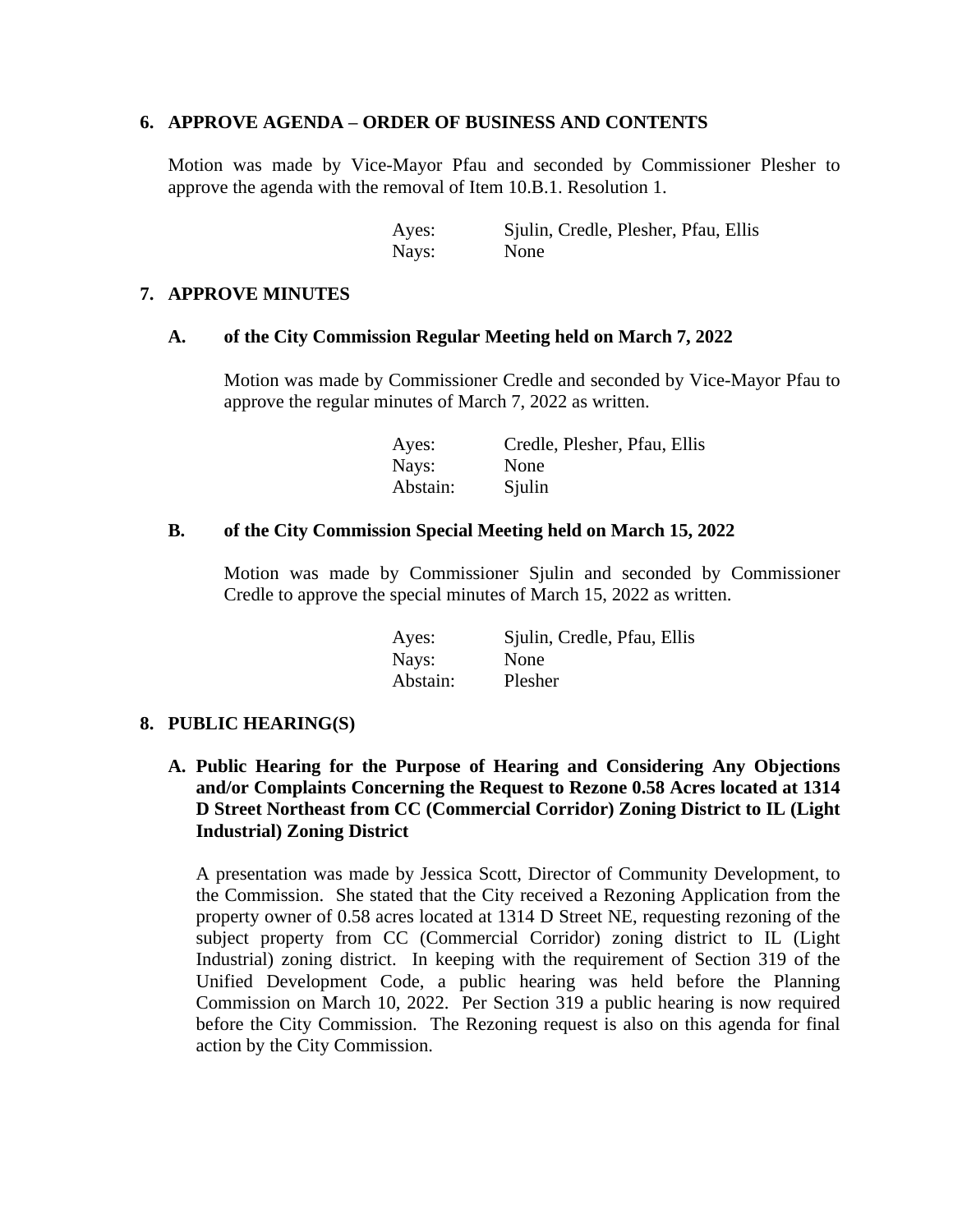## 6. APPROVE AGENDA – ORDER OF BUSINESS AND CONTENTS

Motion was made by Vice-Mayor Pfau and seconded by Commissioner Plesher to approve the agenda with the removal of Item 10.B.1. Resolution 1.

| | |
|---|---|
| Ayes: | Sjulin, Credle, Plesher, Pfau, Ellis |
| Nays: | None |

## 7. APPROVE MINUTES

### A. of the City Commission Regular Meeting held on March 7, 2022

Motion was made by Commissioner Credle and seconded by Vice-Mayor Pfau to approve the regular minutes of March 7, 2022 as written.

| | |
|---|---|
| Ayes: | Credle, Plesher, Pfau, Ellis |
| Nays: | None |
| Abstain: | Sjulin |

### B. of the City Commission Special Meeting held on March 15, 2022

Motion was made by Commissioner Sjulin and seconded by Commissioner Credle to approve the special minutes of March 15, 2022 as written.

| | |
|---|---|
| Ayes: | Sjulin, Credle, Pfau, Ellis |
| Nays: | None |
| Abstain: | Plesher |

## 8. PUBLIC HEARING(S)

### A. Public Hearing for the Purpose of Hearing and Considering Any Objections and/or Complaints Concerning the Request to Rezone 0.58 Acres located at 1314 D Street Northeast from CC (Commercial Corridor) Zoning District to IL (Light Industrial) Zoning District

A presentation was made by Jessica Scott, Director of Community Development, to the Commission. She stated that the City received a Rezoning Application from the property owner of 0.58 acres located at 1314 D Street NE, requesting rezoning of the subject property from CC (Commercial Corridor) zoning district to IL (Light Industrial) zoning district. In keeping with the requirement of Section 319 of the Unified Development Code, a public hearing was held before the Planning Commission on March 10, 2022. Per Section 319 a public hearing is now required before the City Commission. The Rezoning request is also on this agenda for final action by the City Commission.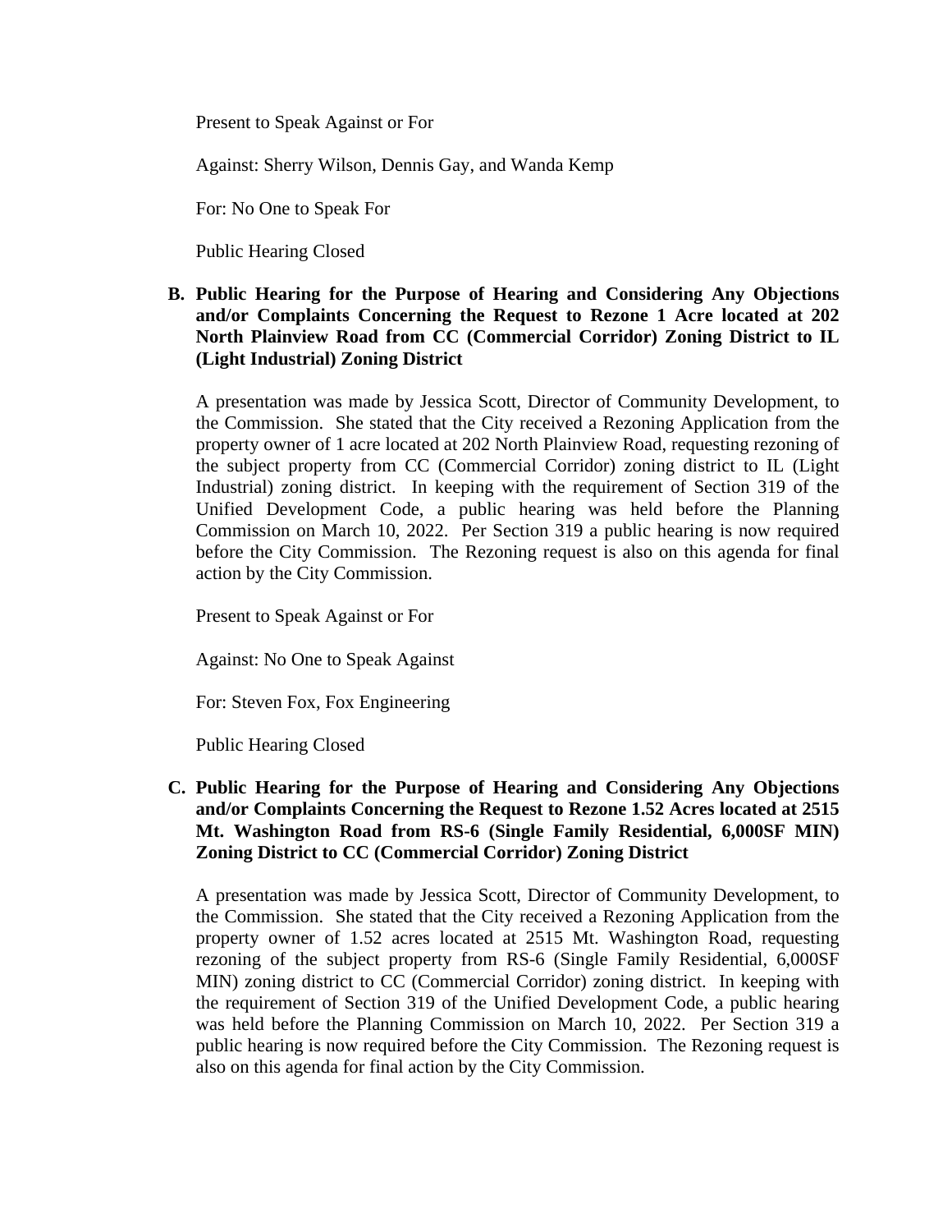Present to Speak Against or For

Against: Sherry Wilson, Dennis Gay, and Wanda Kemp

For: No One to Speak For

Public Hearing Closed

**B. Public Hearing for the Purpose of Hearing and Considering Any Objections and/or Complaints Concerning the Request to Rezone 1 Acre located at 202 North Plainview Road from CC (Commercial Corridor) Zoning District to IL (Light Industrial) Zoning District**

A presentation was made by Jessica Scott, Director of Community Development, to the Commission. She stated that the City received a Rezoning Application from the property owner of 1 acre located at 202 North Plainview Road, requesting rezoning of the subject property from CC (Commercial Corridor) zoning district to IL (Light Industrial) zoning district. In keeping with the requirement of Section 319 of the Unified Development Code, a public hearing was held before the Planning Commission on March 10, 2022. Per Section 319 a public hearing is now required before the City Commission. The Rezoning request is also on this agenda for final action by the City Commission.

Present to Speak Against or For

Against: No One to Speak Against

For: Steven Fox, Fox Engineering

Public Hearing Closed

**C. Public Hearing for the Purpose of Hearing and Considering Any Objections and/or Complaints Concerning the Request to Rezone 1.52 Acres located at 2515 Mt. Washington Road from RS-6 (Single Family Residential, 6,000SF MIN) Zoning District to CC (Commercial Corridor) Zoning District**

A presentation was made by Jessica Scott, Director of Community Development, to the Commission. She stated that the City received a Rezoning Application from the property owner of 1.52 acres located at 2515 Mt. Washington Road, requesting rezoning of the subject property from RS-6 (Single Family Residential, 6,000SF MIN) zoning district to CC (Commercial Corridor) zoning district. In keeping with the requirement of Section 319 of the Unified Development Code, a public hearing was held before the Planning Commission on March 10, 2022. Per Section 319 a public hearing is now required before the City Commission. The Rezoning request is also on this agenda for final action by the City Commission.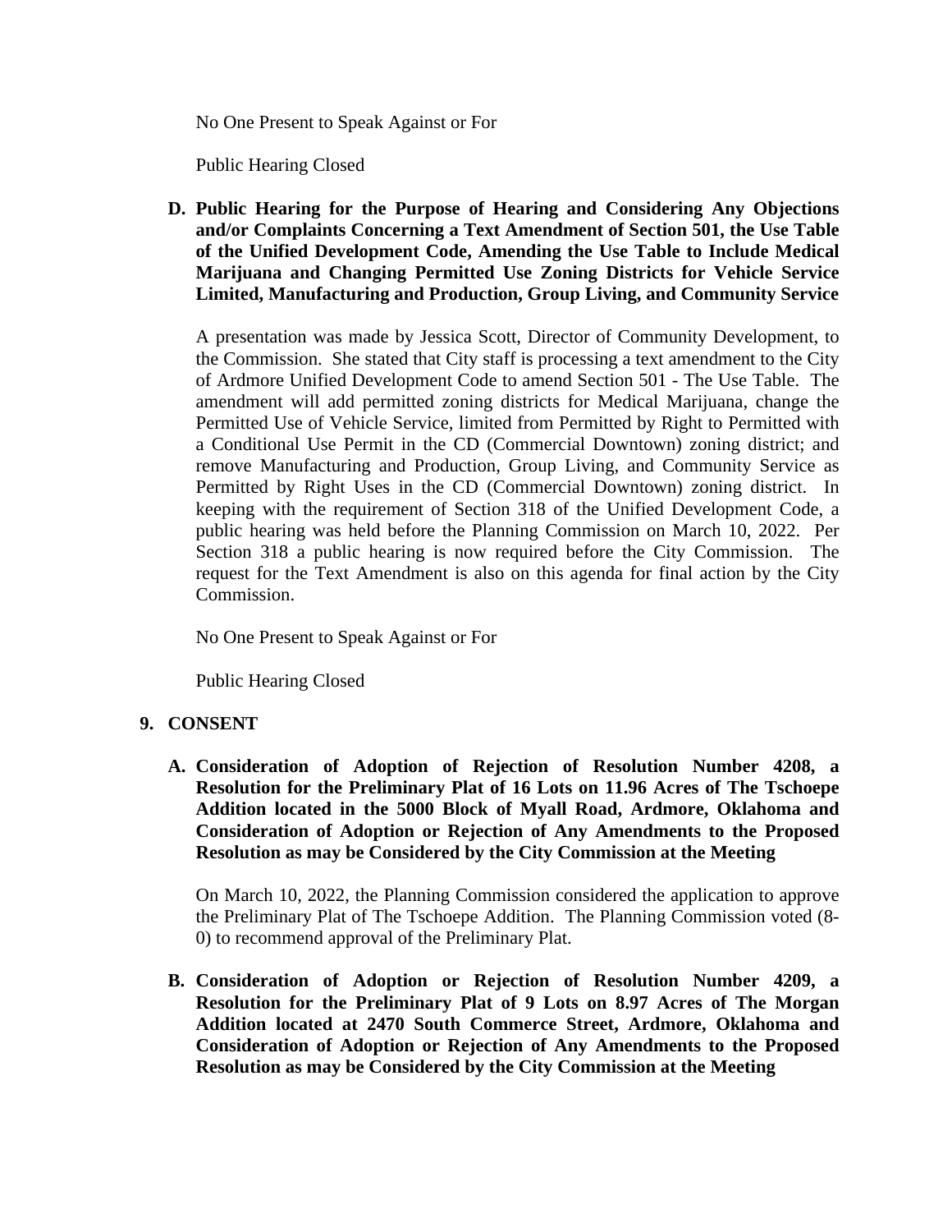No One Present to Speak Against or For

Public Hearing Closed

**D. Public Hearing for the Purpose of Hearing and Considering Any Objections and/or Complaints Concerning a Text Amendment of Section 501, the Use Table of the Unified Development Code, Amending the Use Table to Include Medical Marijuana and Changing Permitted Use Zoning Districts for Vehicle Service Limited, Manufacturing and Production, Group Living, and Community Service**

A presentation was made by Jessica Scott, Director of Community Development, to the Commission. She stated that City staff is processing a text amendment to the City of Ardmore Unified Development Code to amend Section 501 - The Use Table. The amendment will add permitted zoning districts for Medical Marijuana, change the Permitted Use of Vehicle Service, limited from Permitted by Right to Permitted with a Conditional Use Permit in the CD (Commercial Downtown) zoning district; and remove Manufacturing and Production, Group Living, and Community Service as Permitted by Right Uses in the CD (Commercial Downtown) zoning district. In keeping with the requirement of Section 318 of the Unified Development Code, a public hearing was held before the Planning Commission on March 10, 2022. Per Section 318 a public hearing is now required before the City Commission. The request for the Text Amendment is also on this agenda for final action by the City Commission.

No One Present to Speak Against or For

Public Hearing Closed

## 9. CONSENT

**A. Consideration of Adoption of Rejection of Resolution Number 4208, a Resolution for the Preliminary Plat of 16 Lots on 11.96 Acres of The Tschoepe Addition located in the 5000 Block of Myall Road, Ardmore, Oklahoma and Consideration of Adoption or Rejection of Any Amendments to the Proposed Resolution as may be Considered by the City Commission at the Meeting**

On March 10, 2022, the Planning Commission considered the application to approve the Preliminary Plat of The Tschoepe Addition. The Planning Commission voted (8-0) to recommend approval of the Preliminary Plat.

**B. Consideration of Adoption or Rejection of Resolution Number 4209, a Resolution for the Preliminary Plat of 9 Lots on 8.97 Acres of The Morgan Addition located at 2470 South Commerce Street, Ardmore, Oklahoma and Consideration of Adoption or Rejection of Any Amendments to the Proposed Resolution as may be Considered by the City Commission at the Meeting**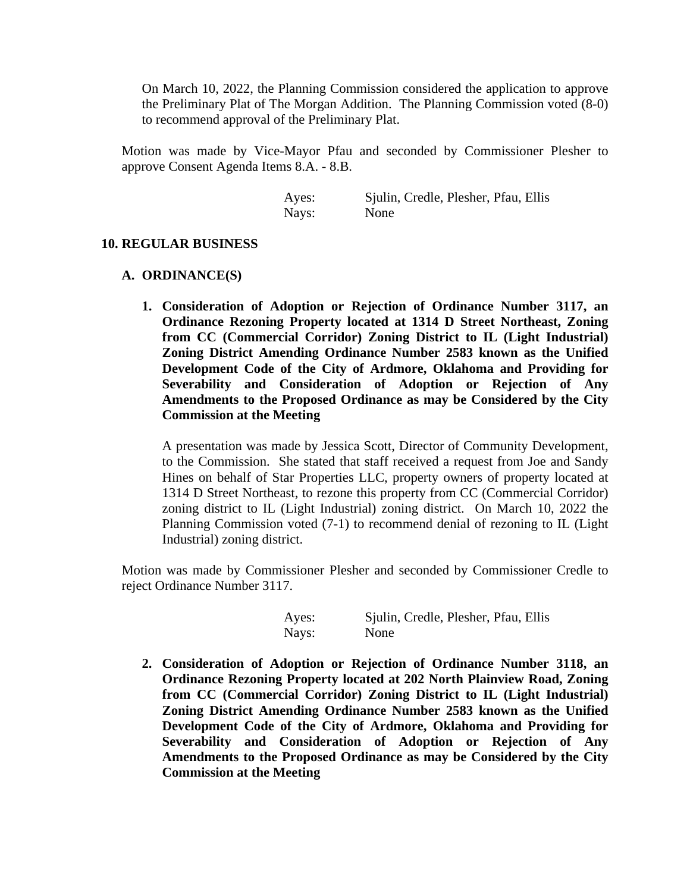On March 10, 2022, the Planning Commission considered the application to approve the Preliminary Plat of The Morgan Addition. The Planning Commission voted (8-0) to recommend approval of the Preliminary Plat.

Motion was made by Vice-Mayor Pfau and seconded by Commissioner Plesher to approve Consent Agenda Items 8.A. - 8.B.

Ayes: Sjulin, Credle, Plesher, Pfau, Ellis
Nays: None

**10. REGULAR BUSINESS**

**A. ORDINANCE(S)**

**1. Consideration of Adoption or Rejection of Ordinance Number 3117, an Ordinance Rezoning Property located at 1314 D Street Northeast, Zoning from CC (Commercial Corridor) Zoning District to IL (Light Industrial) Zoning District Amending Ordinance Number 2583 known as the Unified Development Code of the City of Ardmore, Oklahoma and Providing for Severability and Consideration of Adoption or Rejection of Any Amendments to the Proposed Ordinance as may be Considered by the City Commission at the Meeting**

A presentation was made by Jessica Scott, Director of Community Development, to the Commission. She stated that staff received a request from Joe and Sandy Hines on behalf of Star Properties LLC, property owners of property located at 1314 D Street Northeast, to rezone this property from CC (Commercial Corridor) zoning district to IL (Light Industrial) zoning district. On March 10, 2022 the Planning Commission voted (7-1) to recommend denial of rezoning to IL (Light Industrial) zoning district.

Motion was made by Commissioner Plesher and seconded by Commissioner Credle to reject Ordinance Number 3117.

Ayes: Sjulin, Credle, Plesher, Pfau, Ellis
Nays: None

**2. Consideration of Adoption or Rejection of Ordinance Number 3118, an Ordinance Rezoning Property located at 202 North Plainview Road, Zoning from CC (Commercial Corridor) Zoning District to IL (Light Industrial) Zoning District Amending Ordinance Number 2583 known as the Unified Development Code of the City of Ardmore, Oklahoma and Providing for Severability and Consideration of Adoption or Rejection of Any Amendments to the Proposed Ordinance as may be Considered by the City Commission at the Meeting**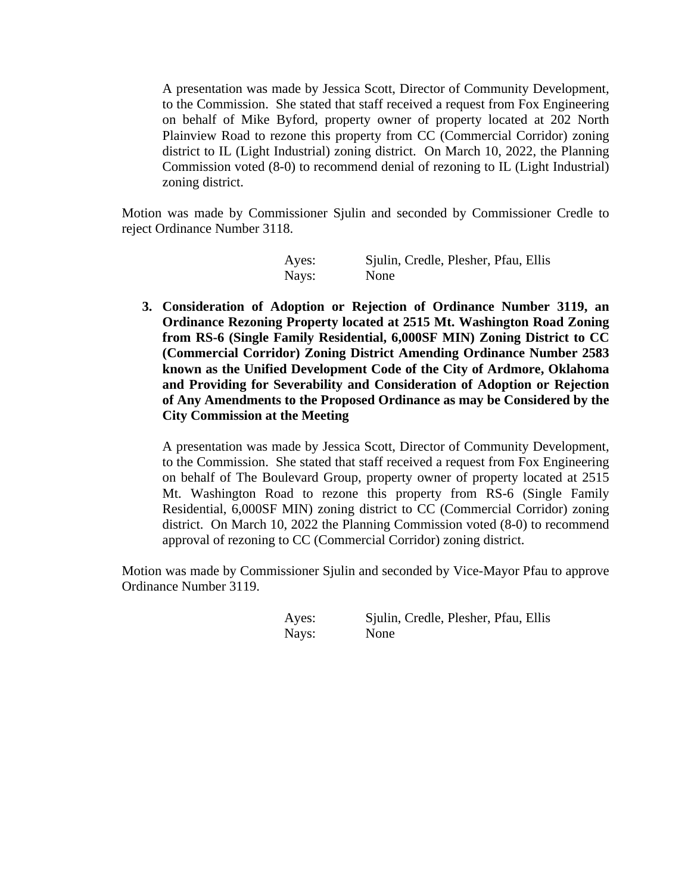A presentation was made by Jessica Scott, Director of Community Development, to the Commission. She stated that staff received a request from Fox Engineering on behalf of Mike Byford, property owner of property located at 202 North Plainview Road to rezone this property from CC (Commercial Corridor) zoning district to IL (Light Industrial) zoning district. On March 10, 2022, the Planning Commission voted (8-0) to recommend denial of rezoning to IL (Light Industrial) zoning district.

Motion was made by Commissioner Sjulin and seconded by Commissioner Credle to reject Ordinance Number 3118.

| | |
|---|---|
| Ayes: | Sjulin, Credle, Plesher, Pfau, Ellis |
| Nays: | None |

3. **Consideration of Adoption or Rejection of Ordinance Number 3119, an Ordinance Rezoning Property located at 2515 Mt. Washington Road Zoning from RS-6 (Single Family Residential, 6,000SF MIN) Zoning District to CC (Commercial Corridor) Zoning District Amending Ordinance Number 2583 known as the Unified Development Code of the City of Ardmore, Oklahoma and Providing for Severability and Consideration of Adoption or Rejection of Any Amendments to the Proposed Ordinance as may be Considered by the City Commission at the Meeting**

A presentation was made by Jessica Scott, Director of Community Development, to the Commission. She stated that staff received a request from Fox Engineering on behalf of The Boulevard Group, property owner of property located at 2515 Mt. Washington Road to rezone this property from RS-6 (Single Family Residential, 6,000SF MIN) zoning district to CC (Commercial Corridor) zoning district. On March 10, 2022 the Planning Commission voted (8-0) to recommend approval of rezoning to CC (Commercial Corridor) zoning district.

Motion was made by Commissioner Sjulin and seconded by Vice-Mayor Pfau to approve Ordinance Number 3119.

| | |
|---|---|
| Ayes: | Sjulin, Credle, Plesher, Pfau, Ellis |
| Nays: | None |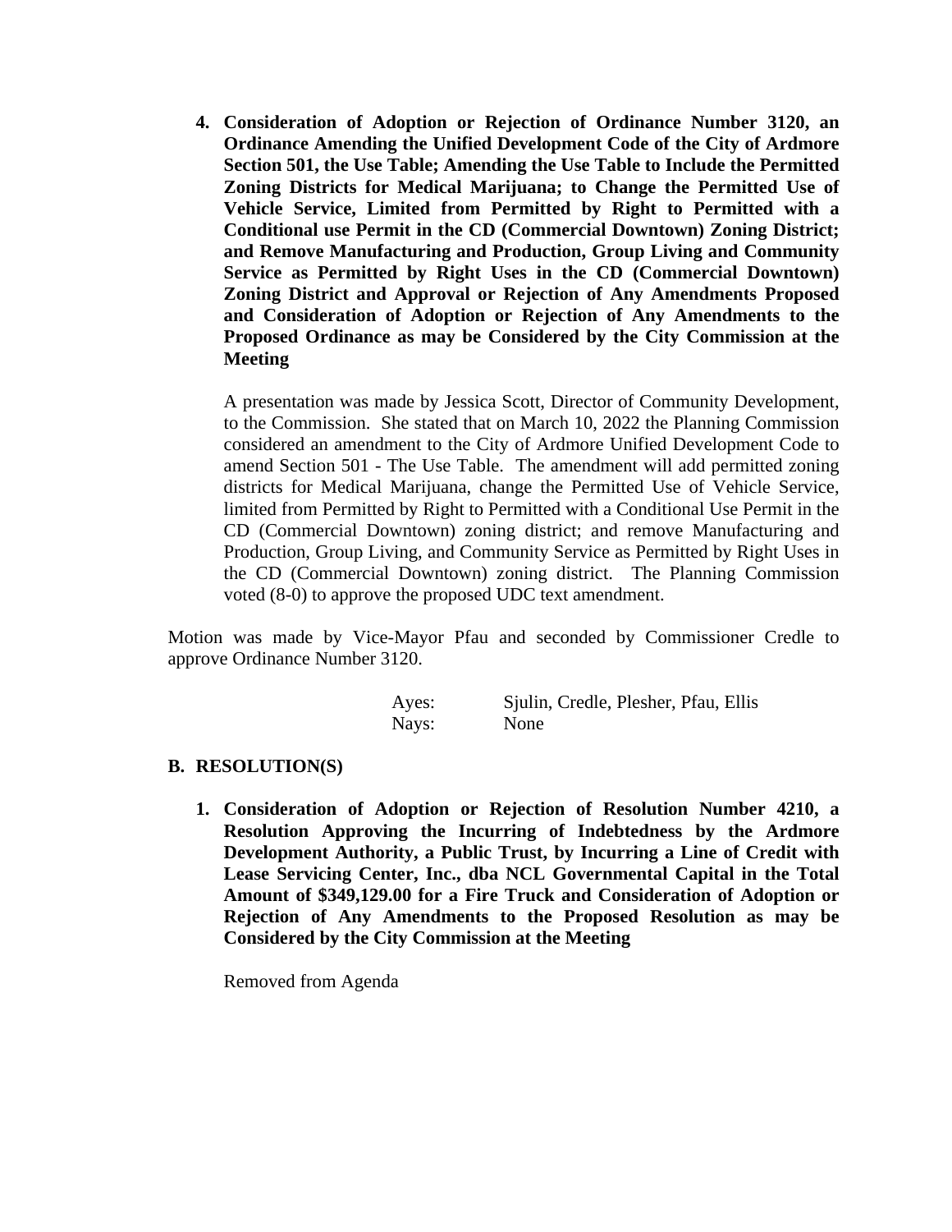4. **Consideration of Adoption or Rejection of Ordinance Number 3120, an Ordinance Amending the Unified Development Code of the City of Ardmore Section 501, the Use Table; Amending the Use Table to Include the Permitted Zoning Districts for Medical Marijuana; to Change the Permitted Use of Vehicle Service, Limited from Permitted by Right to Permitted with a Conditional use Permit in the CD (Commercial Downtown) Zoning District; and Remove Manufacturing and Production, Group Living and Community Service as Permitted by Right Uses in the CD (Commercial Downtown) Zoning District and Approval or Rejection of Any Amendments Proposed and Consideration of Adoption or Rejection of Any Amendments to the Proposed Ordinance as may be Considered by the City Commission at the Meeting**

   A presentation was made by Jessica Scott, Director of Community Development, to the Commission. She stated that on March 10, 2022 the Planning Commission considered an amendment to the City of Ardmore Unified Development Code to amend Section 501 - The Use Table. The amendment will add permitted zoning districts for Medical Marijuana, change the Permitted Use of Vehicle Service, limited from Permitted by Right to Permitted with a Conditional Use Permit in the CD (Commercial Downtown) zoning district; and remove Manufacturing and Production, Group Living, and Community Service as Permitted by Right Uses in the CD (Commercial Downtown) zoning district. The Planning Commission voted (8-0) to approve the proposed UDC text amendment.

Motion was made by Vice-Mayor Pfau and seconded by Commissioner Credle to approve Ordinance Number 3120.

| | |
|---|---|
| Ayes: | Sjulin, Credle, Plesher, Pfau, Ellis |
| Nays: | None |

**B. RESOLUTION(S)**

1. **Consideration of Adoption or Rejection of Resolution Number 4210, a Resolution Approving the Incurring of Indebtedness by the Ardmore Development Authority, a Public Trust, by Incurring a Line of Credit with Lease Servicing Center, Inc., dba NCL Governmental Capital in the Total Amount of $349,129.00 for a Fire Truck and Consideration of Adoption or Rejection of Any Amendments to the Proposed Resolution as may be Considered by the City Commission at the Meeting**

   Removed from Agenda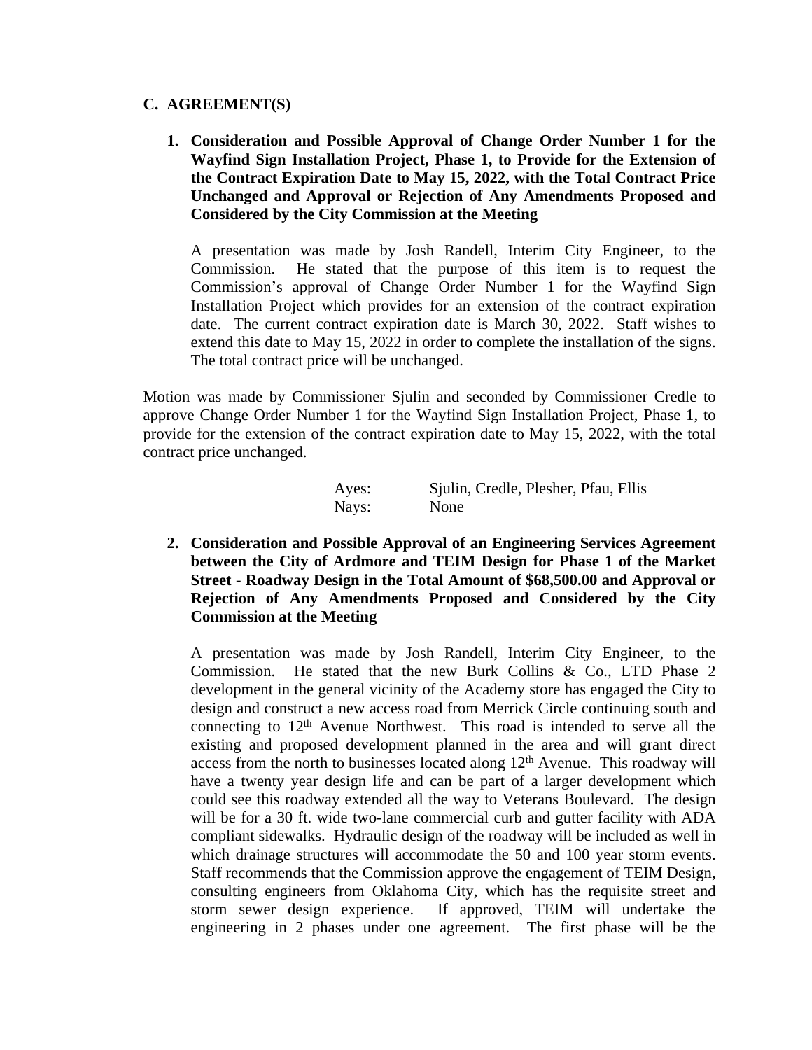## C. AGREEMENT(S)

**1. Consideration and Possible Approval of Change Order Number 1 for the Wayfind Sign Installation Project, Phase 1, to Provide for the Extension of the Contract Expiration Date to May 15, 2022, with the Total Contract Price Unchanged and Approval or Rejection of Any Amendments Proposed and Considered by the City Commission at the Meeting**

A presentation was made by Josh Randell, Interim City Engineer, to the Commission. He stated that the purpose of this item is to request the Commission's approval of Change Order Number 1 for the Wayfind Sign Installation Project which provides for an extension of the contract expiration date. The current contract expiration date is March 30, 2022. Staff wishes to extend this date to May 15, 2022 in order to complete the installation of the signs. The total contract price will be unchanged.

Motion was made by Commissioner Sjulin and seconded by Commissioner Credle to approve Change Order Number 1 for the Wayfind Sign Installation Project, Phase 1, to provide for the extension of the contract expiration date to May 15, 2022, with the total contract price unchanged.

Ayes: Sjulin, Credle, Plesher, Pfau, Ellis
Nays: None

**2. Consideration and Possible Approval of an Engineering Services Agreement between the City of Ardmore and TEIM Design for Phase 1 of the Market Street - Roadway Design in the Total Amount of $68,500.00 and Approval or Rejection of Any Amendments Proposed and Considered by the City Commission at the Meeting**

A presentation was made by Josh Randell, Interim City Engineer, to the Commission. He stated that the new Burk Collins & Co., LTD Phase 2 development in the general vicinity of the Academy store has engaged the City to design and construct a new access road from Merrick Circle continuing south and connecting to 12th Avenue Northwest. This road is intended to serve all the existing and proposed development planned in the area and will grant direct access from the north to businesses located along 12th Avenue. This roadway will have a twenty year design life and can be part of a larger development which could see this roadway extended all the way to Veterans Boulevard. The design will be for a 30 ft. wide two-lane commercial curb and gutter facility with ADA compliant sidewalks. Hydraulic design of the roadway will be included as well in which drainage structures will accommodate the 50 and 100 year storm events. Staff recommends that the Commission approve the engagement of TEIM Design, consulting engineers from Oklahoma City, which has the requisite street and storm sewer design experience. If approved, TEIM will undertake the engineering in 2 phases under one agreement. The first phase will be the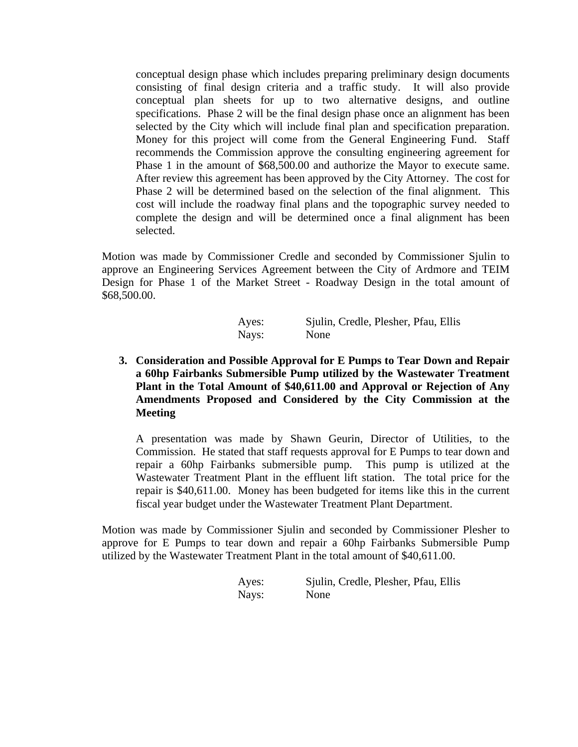conceptual design phase which includes preparing preliminary design documents consisting of final design criteria and a traffic study. It will also provide conceptual plan sheets for up to two alternative designs, and outline specifications. Phase 2 will be the final design phase once an alignment has been selected by the City which will include final plan and specification preparation. Money for this project will come from the General Engineering Fund. Staff recommends the Commission approve the consulting engineering agreement for Phase 1 in the amount of $68,500.00 and authorize the Mayor to execute same. After review this agreement has been approved by the City Attorney. The cost for Phase 2 will be determined based on the selection of the final alignment. This cost will include the roadway final plans and the topographic survey needed to complete the design and will be determined once a final alignment has been selected.

Motion was made by Commissioner Credle and seconded by Commissioner Sjulin to approve an Engineering Services Agreement between the City of Ardmore and TEIM Design for Phase 1 of the Market Street - Roadway Design in the total amount of $68,500.00.

Ayes: Sjulin, Credle, Plesher, Pfau, Ellis
Nays: None

3. **Consideration and Possible Approval for E Pumps to Tear Down and Repair a 60hp Fairbanks Submersible Pump utilized by the Wastewater Treatment Plant in the Total Amount of $40,611.00 and Approval or Rejection of Any Amendments Proposed and Considered by the City Commission at the Meeting**

   A presentation was made by Shawn Geurin, Director of Utilities, to the Commission. He stated that staff requests approval for E Pumps to tear down and repair a 60hp Fairbanks submersible pump. This pump is utilized at the Wastewater Treatment Plant in the effluent lift station. The total price for the repair is $40,611.00. Money has been budgeted for items like this in the current fiscal year budget under the Wastewater Treatment Plant Department.

Motion was made by Commissioner Sjulin and seconded by Commissioner Plesher to approve for E Pumps to tear down and repair a 60hp Fairbanks Submersible Pump utilized by the Wastewater Treatment Plant in the total amount of $40,611.00.

Ayes: Sjulin, Credle, Plesher, Pfau, Ellis
Nays: None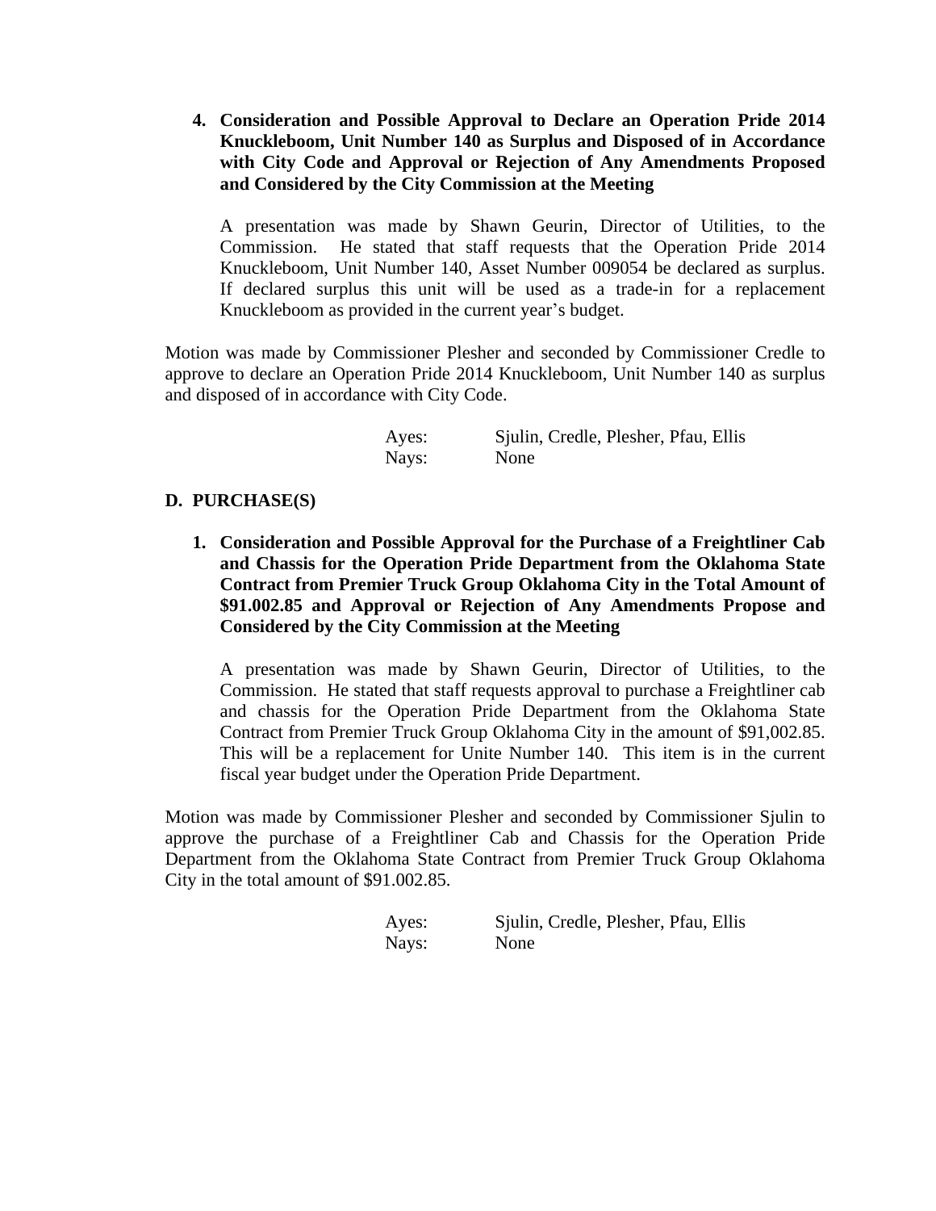**4. Consideration and Possible Approval to Declare an Operation Pride 2014 Knuckleboom, Unit Number 140 as Surplus and Disposed of in Accordance with City Code and Approval or Rejection of Any Amendments Proposed and Considered by the City Commission at the Meeting**

A presentation was made by Shawn Geurin, Director of Utilities, to the Commission. He stated that staff requests that the Operation Pride 2014 Knuckleboom, Unit Number 140, Asset Number 009054 be declared as surplus. If declared surplus this unit will be used as a trade-in for a replacement Knuckleboom as provided in the current year's budget.

Motion was made by Commissioner Plesher and seconded by Commissioner Credle to approve to declare an Operation Pride 2014 Knuckleboom, Unit Number 140 as surplus and disposed of in accordance with City Code.

Ayes: Sjulin, Credle, Plesher, Pfau, Ellis
Nays: None

**D. PURCHASE(S)**

**1. Consideration and Possible Approval for the Purchase of a Freightliner Cab and Chassis for the Operation Pride Department from the Oklahoma State Contract from Premier Truck Group Oklahoma City in the Total Amount of $91.002.85 and Approval or Rejection of Any Amendments Propose and Considered by the City Commission at the Meeting**

A presentation was made by Shawn Geurin, Director of Utilities, to the Commission. He stated that staff requests approval to purchase a Freightliner cab and chassis for the Operation Pride Department from the Oklahoma State Contract from Premier Truck Group Oklahoma City in the amount of $91,002.85. This will be a replacement for Unite Number 140. This item is in the current fiscal year budget under the Operation Pride Department.

Motion was made by Commissioner Plesher and seconded by Commissioner Sjulin to approve the purchase of a Freightliner Cab and Chassis for the Operation Pride Department from the Oklahoma State Contract from Premier Truck Group Oklahoma City in the total amount of $91.002.85.

Ayes: Sjulin, Credle, Plesher, Pfau, Ellis
Nays: None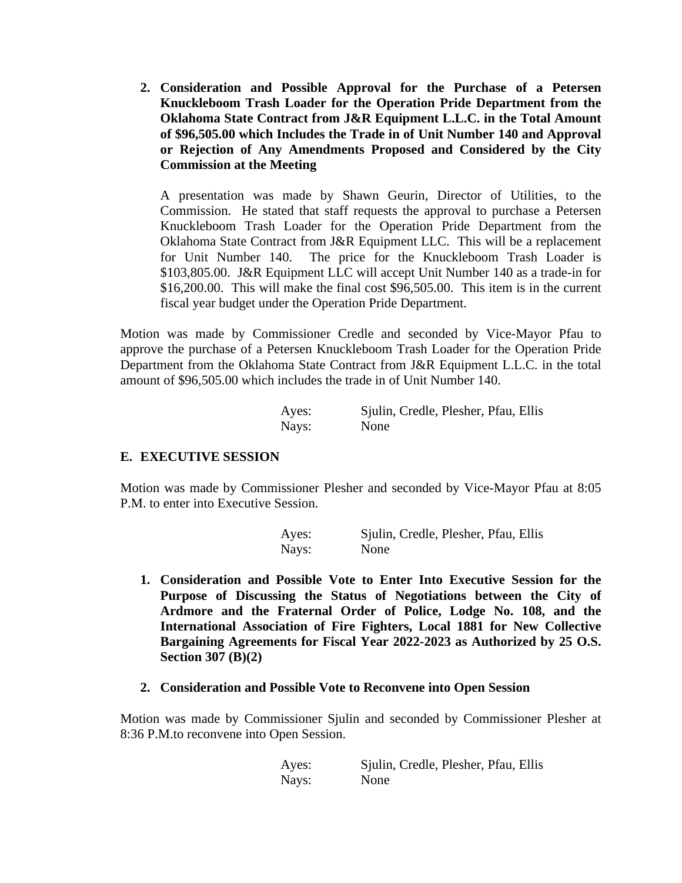2. **Consideration and Possible Approval for the Purchase of a Petersen Knuckleboom Trash Loader for the Operation Pride Department from the Oklahoma State Contract from J&R Equipment L.L.C. in the Total Amount of $96,505.00 which Includes the Trade in of Unit Number 140 and Approval or Rejection of Any Amendments Proposed and Considered by the City Commission at the Meeting**

   A presentation was made by Shawn Geurin, Director of Utilities, to the Commission. He stated that staff requests the approval to purchase a Petersen Knuckleboom Trash Loader for the Operation Pride Department from the Oklahoma State Contract from J&R Equipment LLC. This will be a replacement for Unit Number 140. The price for the Knuckleboom Trash Loader is $103,805.00. J&R Equipment LLC will accept Unit Number 140 as a trade-in for $16,200.00. This will make the final cost $96,505.00. This item is in the current fiscal year budget under the Operation Pride Department.

Motion was made by Commissioner Credle and seconded by Vice-Mayor Pfau to approve the purchase of a Petersen Knuckleboom Trash Loader for the Operation Pride Department from the Oklahoma State Contract from J&R Equipment L.L.C. in the total amount of $96,505.00 which includes the trade in of Unit Number 140.

Ayes: Sjulin, Credle, Plesher, Pfau, Ellis
Nays: None

## E. EXECUTIVE SESSION

Motion was made by Commissioner Plesher and seconded by Vice-Mayor Pfau at 8:05 P.M. to enter into Executive Session.

Ayes: Sjulin, Credle, Plesher, Pfau, Ellis
Nays: None

1. **Consideration and Possible Vote to Enter Into Executive Session for the Purpose of Discussing the Status of Negotiations between the City of Ardmore and the Fraternal Order of Police, Lodge No. 108, and the International Association of Fire Fighters, Local 1881 for New Collective Bargaining Agreements for Fiscal Year 2022-2023 as Authorized by 25 O.S. Section 307 (B)(2)**

2. **Consideration and Possible Vote to Reconvene into Open Session**

Motion was made by Commissioner Sjulin and seconded by Commissioner Plesher at 8:36 P.M.to reconvene into Open Session.

Ayes: Sjulin, Credle, Plesher, Pfau, Ellis
Nays: None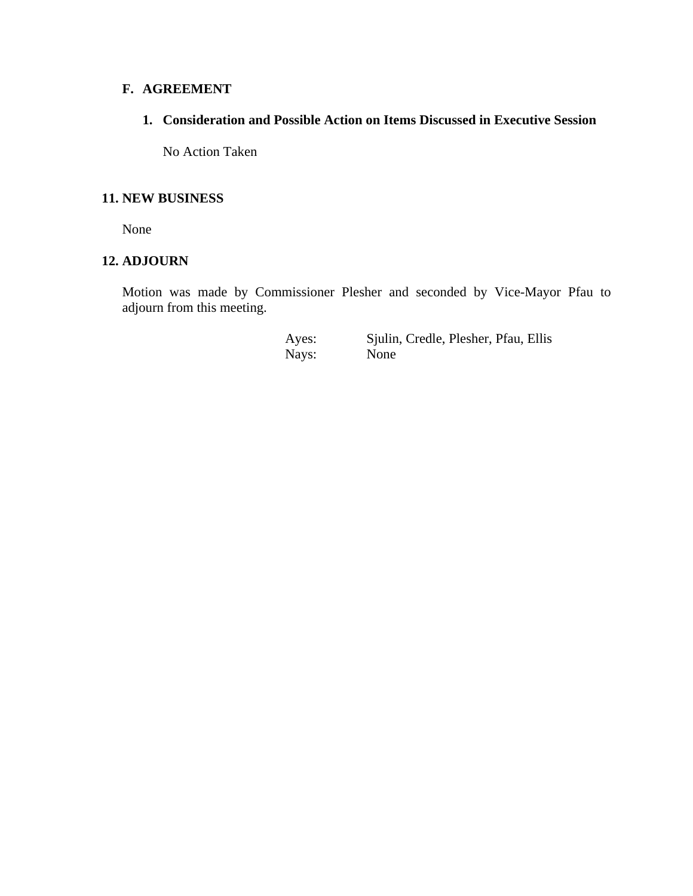**F. AGREEMENT**

**1. Consideration and Possible Action on Items Discussed in Executive Session**

No Action Taken

**11. NEW BUSINESS**

None

**12. ADJOURN**

Motion was made by Commissioner Plesher and seconded by Vice-Mayor Pfau to adjourn from this meeting.

Ayes: Sjulin, Credle, Plesher, Pfau, Ellis
Nays: None